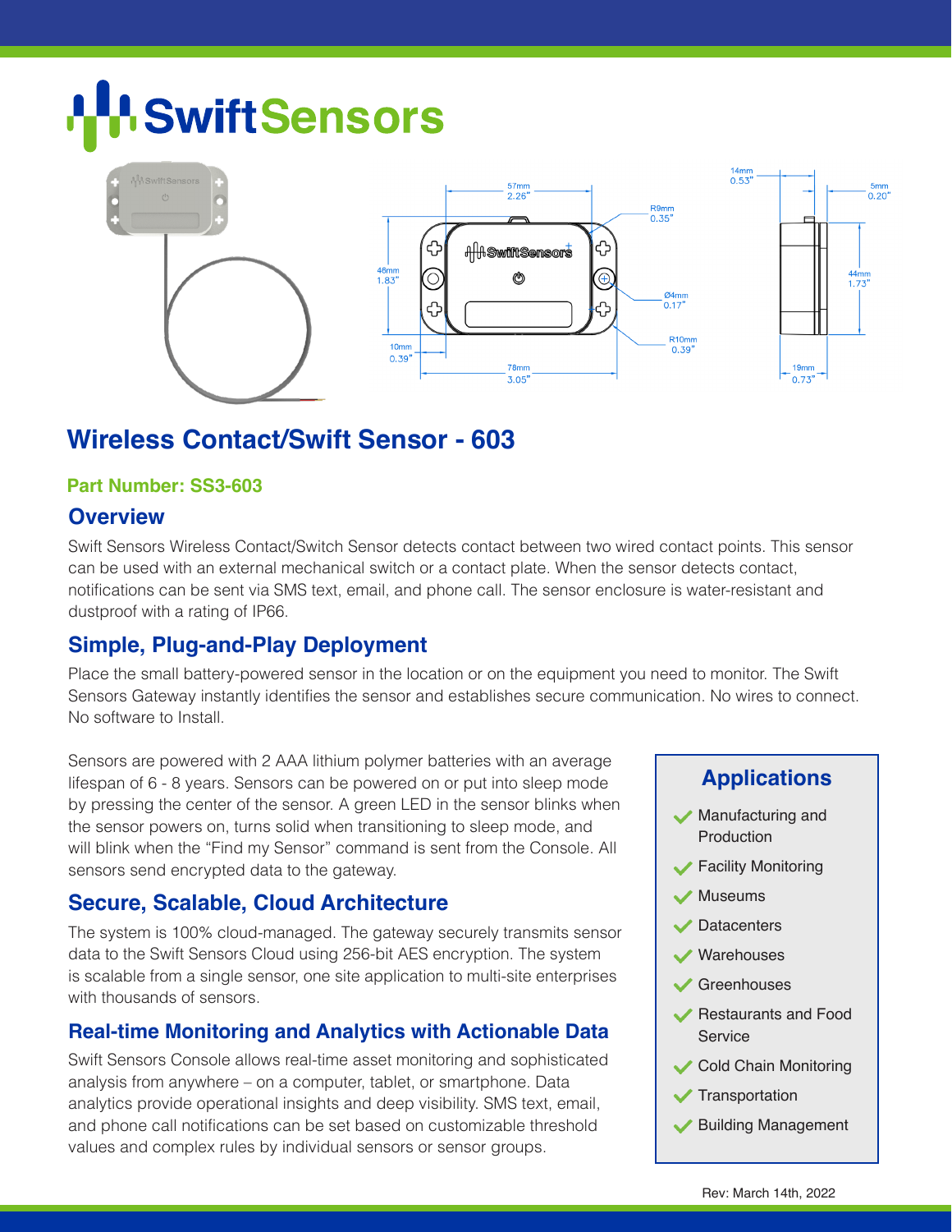# Swift Sensors

## Wireless Contact/Swift Sensor - 603

**Part Number: SS3-603**

### Overview

Swift Sensors Wireless Contact/Switch Sensor detects contact between two wired contact points. This sensor can be used with an external mechanical switch or a contact plate. When the sensor detects contact, notifications can be sent via SMS text, email, and phone call. The sensor enclosure is water-resistant and dustproof with a rating of IP66.

### Simple, Plug-and-Play Deployment

Place the small battery-powered sensor in the location or on the equipment you need to monitor. The Swift Sensors Gateway instantly identifies the sensor and establishes secure communication. No wires to connect. No software to Install.

Sensors are powered with 2 AAA lithium polymer batteries with an average lifespan of 6 - 8 years. Sensors can be powered on or put into sleep mode by pressing the center of the sensor. A green LED in the sensor blinks when the sensor powers on, turns solid when transitioning to sleep mode, and will blink when the "Find my Sensor" command is sent from the Console. All sensors send encrypted data to the gateway.

### Secure, Scalable, Cloud Architecture

The system is 100% cloud-managed. The gateway securely transmits sensor data to the Swift Sensors Cloud using 256-bit AES encryption. The system is scalable from a single sensor, one site application to multi-site enterprises with thousands of sensors.

### Real-time Monitoring and Analytics with Actionable Data

Swift Sensors Console allows real-time asset monitoring and sophisticated analysis from anywhere – on a computer, tablet, or smartphone. Data analytics provide operational insights and deep visibility. SMS text, email, and phone call notifications can be set based on customizable threshold values and complex rules by individual sensors or sensor groups.

### Applications

- Manufacturing and Production
- Facility Monitoring
- Museums
- Datacenters
- Warehouses
- Greenhouses
- Restaurants and Food Service
- Cold Chain Monitoring
- Transportation
- Building Management

Rev: March 14th, 2022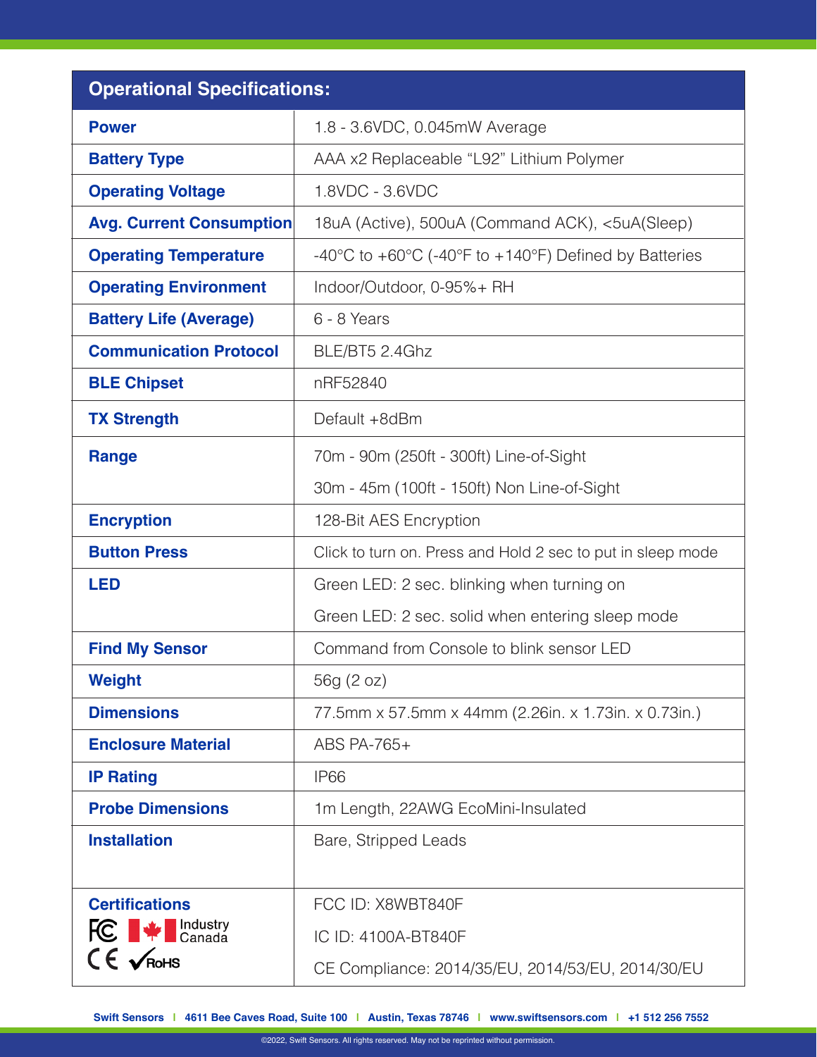| Operational Specifications: | |
|---|---|
| **Power** | 1.8 - 3.6VDC, 0.045mW Average |
| **Battery Type** | AAA x2 Replaceable "L92" Lithium Polymer |
| **Operating Voltage** | 1.8VDC - 3.6VDC |
| **Avg. Current Consumption** | 18uA (Active), 500uA (Command ACK), <5uA(Sleep) |
| **Operating Temperature** | -40°C to +60°C (-40°F to +140°F) Defined by Batteries |
| **Operating Environment** | Indoor/Outdoor, 0-95%+ RH |
| **Battery Life (Average)** | 6 - 8 Years |
| **Communication Protocol** | BLE/BT5 2.4Ghz |
| **BLE Chipset** | nRF52840 |
| **TX Strength** | Default +8dBm |
| **Range** | 70m - 90m (250ft - 300ft) Line-of-Sight<br>30m - 45m (100ft - 150ft) Non Line-of-Sight |
| **Encryption** | 128-Bit AES Encryption |
| **Button Press** | Click to turn on. Press and Hold 2 sec to put in sleep mode |
| **LED** | Green LED: 2 sec. blinking when turning on<br>Green LED: 2 sec. solid when entering sleep mode |
| **Find My Sensor** | Command from Console to blink sensor LED |
| **Weight** | 56g (2 oz) |
| **Dimensions** | 77.5mm x 57.5mm x 44mm (2.26in. x 1.73in. x 0.73in.) |
| **Enclosure Material** | ABS PA-765+ |
| **IP Rating** | IP66 |
| **Probe Dimensions** | 1m Length, 22AWG EcoMini-Insulated |
| **Installation** | Bare, Stripped Leads |
| **Certifications**<br>FC, Industry Canada, CE, RoHS | FCC ID: X8WBT840F<br>IC ID: 4100A-BT840F<br>CE Compliance: 2014/35/EU, 2014/53/EU, 2014/30/EU |

Swift Sensors | 4611 Bee Caves Road, Suite 100 | Austin, Texas 78746 | www.swiftsensors.com | +1 512 256 7552

©2022, Swift Sensors. All rights reserved. May not be reprinted without permission.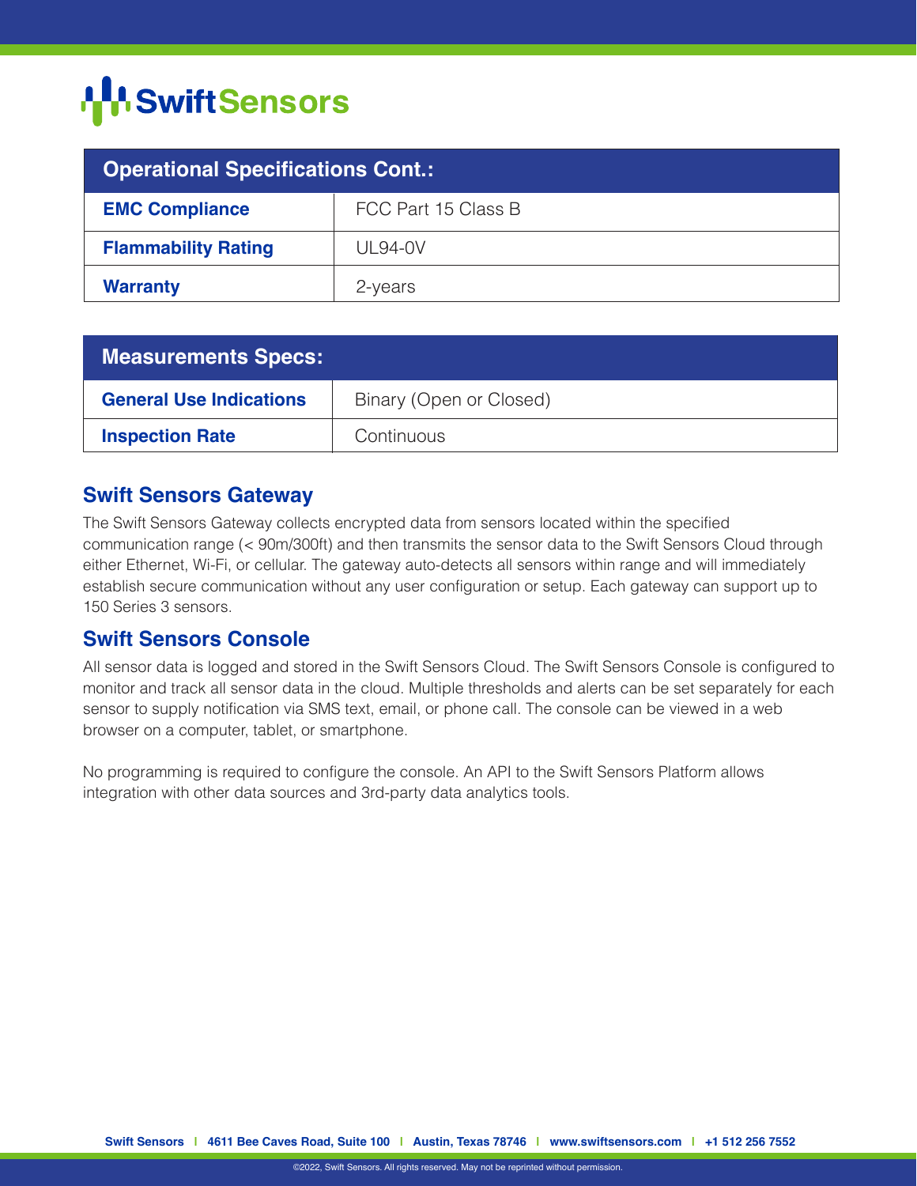| Operational Specifications Cont.: | |
|---|---|
| **EMC Compliance** | FCC Part 15 Class B |
| **Flammability Rating** | UL94-0V |
| **Warranty** | 2-years |

| Measurements Specs: | |
|---|---|
| **General Use Indications** | Binary (Open or Closed) |
| **Inspection Rate** | Continuous |

## Swift Sensors Gateway

The Swift Sensors Gateway collects encrypted data from sensors located within the specified communication range (< 90m/300ft) and then transmits the sensor data to the Swift Sensors Cloud through either Ethernet, Wi-Fi, or cellular. The gateway auto-detects all sensors within range and will immediately establish secure communication without any user configuration or setup. Each gateway can support up to 150 Series 3 sensors.

## Swift Sensors Console

All sensor data is logged and stored in the Swift Sensors Cloud. The Swift Sensors Console is configured to monitor and track all sensor data in the cloud. Multiple thresholds and alerts can be set separately for each sensor to supply notification via SMS text, email, or phone call. The console can be viewed in a web browser on a computer, tablet, or smartphone.

No programming is required to configure the console. An API to the Swift Sensors Platform allows integration with other data sources and 3rd-party data analytics tools.

**Swift Sensors | 4611 Bee Caves Road, Suite 100 | Austin, Texas 78746 | www.swiftsensors.com | +1 512 256 7552**

©2022, Swift Sensors. All rights reserved. May not be reprinted without permission.